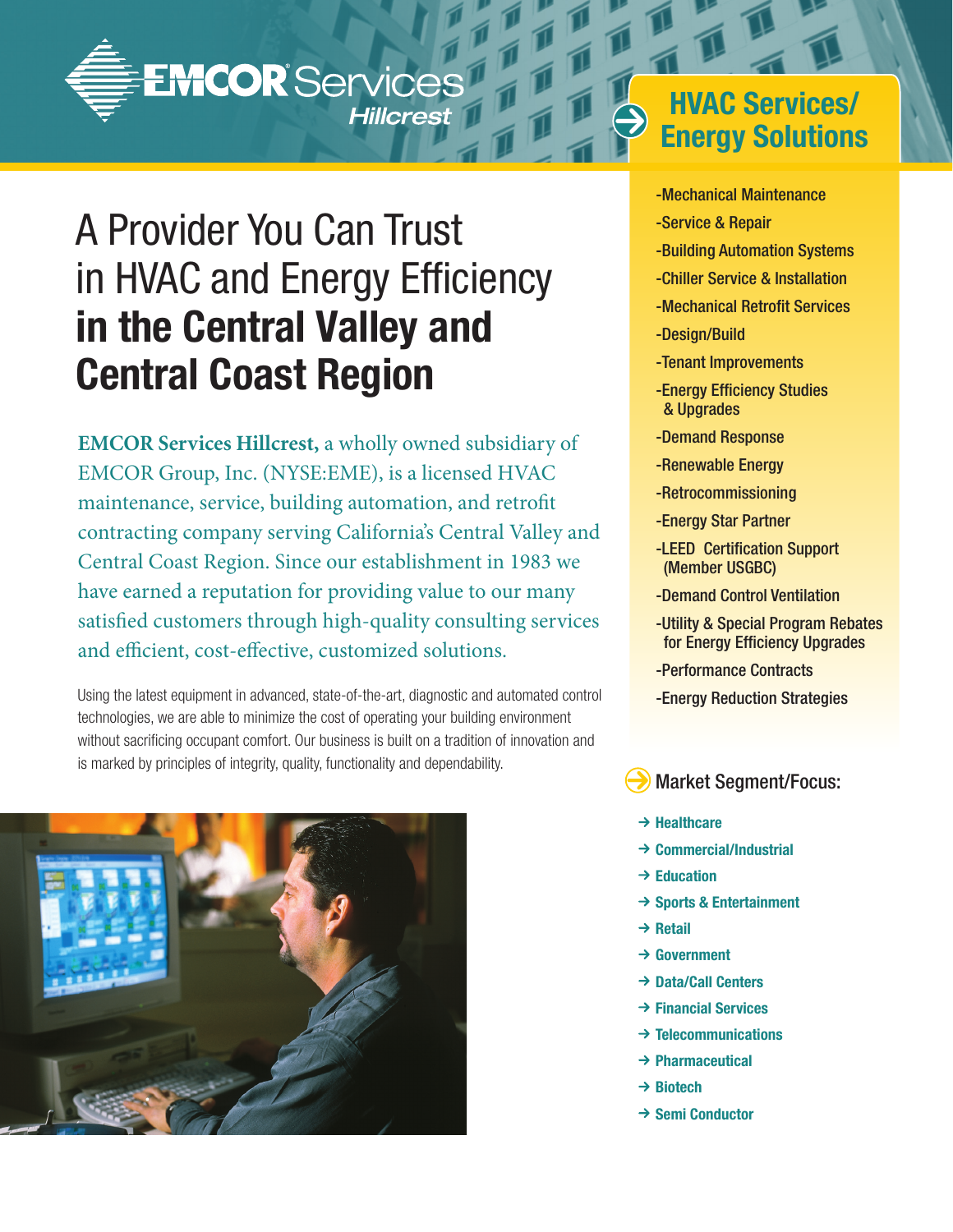EMCOR Services Hillcrest

# A Provider You Can Trust in HVAC and Energy Efficiency **in the Central Valley and Central Coast Region**

**EMCOR Services Hillcrest,** a wholly owned subsidiary of EMCOR Group, Inc. (NYSE:EME), is a licensed HVAC maintenance, service, building automation, and retrofit contracting company serving California's Central Valley and Central Coast Region. Since our establishment in 1983 we have earned a reputation for providing value to our many satisfied customers through high-quality consulting services and efficient, cost-effective, customized solutions.

Using the latest equipment in advanced, state-of-the-art, diagnostic and automated control technologies, we are able to minimize the cost of operating your building environment without sacrificing occupant comfort. Our business is built on a tradition of innovation and is marked by principles of integrity, quality, functionality and dependability.

## HVAC Services/ Energy Solutions

-Mechanical Maintenance
-Service & Repair
-Building Automation Systems
-Chiller Service & Installation
-Mechanical Retrofit Services
-Design/Build
-Tenant Improvements
-Energy Efficiency Studies & Upgrades
-Demand Response
-Renewable Energy
-Retrocommissioning
-Energy Star Partner
-LEED Certification Support (Member USGBC)
-Demand Control Ventilation
-Utility & Special Program Rebates for Energy Efficiency Upgrades
-Performance Contracts
-Energy Reduction Strategies

## Market Segment/Focus:

- Healthcare
- Commercial/Industrial
- Education
- Sports & Entertainment
- Retail
- Government
- Data/Call Centers
- Financial Services
- Telecommunications
- Pharmaceutical
- Biotech
- Semi Conductor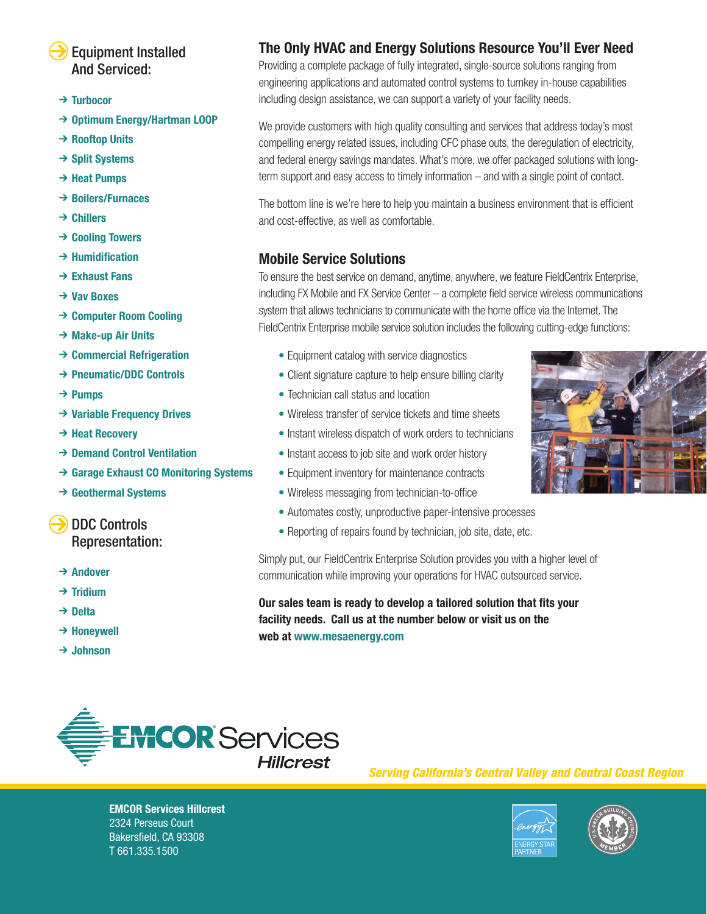## Equipment Installed And Serviced:

- → Turbocor
- → Optimum Energy/Hartman LOOP
- → Rooftop Units
- → Split Systems
- → Heat Pumps
- → Boilers/Furnaces
- → Chillers
- → Cooling Towers
- → Humidification
- → Exhaust Fans
- → Vav Boxes
- → Computer Room Cooling
- → Make-up Air Units
- → Commercial Refrigeration
- → Pneumatic/DDC Controls
- → Pumps
- → Variable Frequency Drives
- → Heat Recovery
- → Demand Control Ventilation
- → Garage Exhaust CO Monitoring Systems
- → Geothermal Systems

## DDC Controls Representation:

- → Andover
- → Tridium
- → Delta
- → Honeywell
- → Johnson

## The Only HVAC and Energy Solutions Resource You'll Ever Need

Providing a complete package of fully integrated, single-source solutions ranging from engineering applications and automated control systems to turnkey in-house capabilities including design assistance, we can support a variety of your facility needs.

We provide customers with high quality consulting and services that address today's most compelling energy related issues, including CFC phase outs, the deregulation of electricity, and federal energy savings mandates. What's more, we offer packaged solutions with long-term support and easy access to timely information – and with a single point of contact.

The bottom line is we're here to help you maintain a business environment that is efficient and cost-effective, as well as comfortable.

## Mobile Service Solutions

To ensure the best service on demand, anytime, anywhere, we feature FieldCentrix Enterprise, including FX Mobile and FX Service Center – a complete field service wireless communications system that allows technicians to communicate with the home office via the Internet. The FieldCentrix Enterprise mobile service solution includes the following cutting-edge functions:

- Equipment catalog with service diagnostics
- Client signature capture to help ensure billing clarity
- Technician call status and location
- Wireless transfer of service tickets and time sheets
- Instant wireless dispatch of work orders to technicians
- Instant access to job site and work order history
- Equipment inventory for maintenance contracts
- Wireless messaging from technician-to-office
- Automates costly, unproductive paper-intensive processes
- Reporting of repairs found by technician, job site, date, etc.

Simply put, our FieldCentrix Enterprise Solution provides you with a higher level of communication while improving your operations for HVAC outsourced service.

**Our sales team is ready to develop a tailored solution that fits your facility needs. Call us at the number below or visit us on the web at www.mesaenergy.com**

EMCOR Services Hillcrest

*Serving California's Central Valley and Central Coast Region*

**EMCOR Services Hillcrest**
2324 Perseus Court
Bakersfield, CA 93308
T 661.335.1500

ENERGY STAR PARTNER

U.S. GREEN BUILDING COUNCIL MEMBER